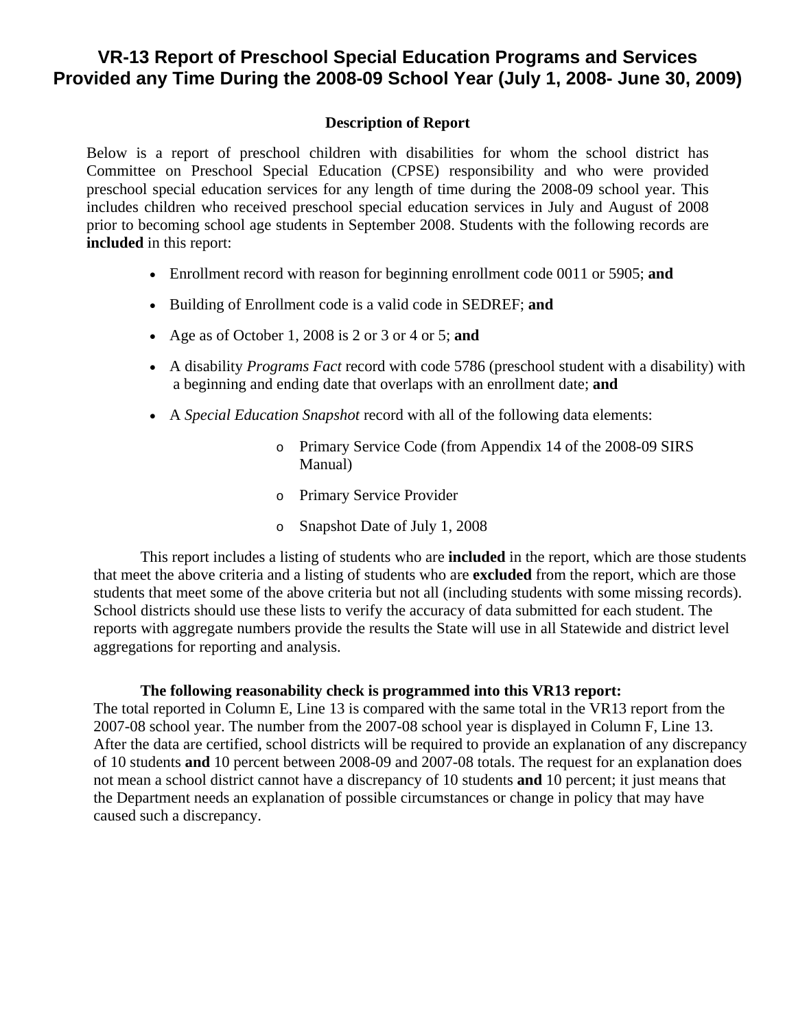# VR-13 Report of Preschool Special Education Programs and Services Provided any Time During the 2008-09 School Year (July 1, 2008- June 30, 2009)

**Description of Report**

Below is a report of preschool children with disabilities for whom the school district has Committee on Preschool Special Education (CPSE) responsibility and who were provided preschool special education services for any length of time during the 2008-09 school year. This includes children who received preschool special education services in July and August of 2008 prior to becoming school age students in September 2008. Students with the following records are **included** in this report:

- Enrollment record with reason for beginning enrollment code 0011 or 5905; **and**
- Building of Enrollment code is a valid code in SEDREF; **and**
- Age as of October 1, 2008 is 2 or 3 or 4 or 5; **and**
- A disability *Programs Fact* record with code 5786 (preschool student with a disability) with a beginning and ending date that overlaps with an enrollment date; **and**
- A *Special Education Snapshot* record with all of the following data elements:
  - Primary Service Code (from Appendix 14 of the 2008-09 SIRS Manual)
  - Primary Service Provider
  - Snapshot Date of July 1, 2008

This report includes a listing of students who are **included** in the report, which are those students that meet the above criteria and a listing of students who are **excluded** from the report, which are those students that meet some of the above criteria but not all (including students with some missing records). School districts should use these lists to verify the accuracy of data submitted for each student. The reports with aggregate numbers provide the results the State will use in all Statewide and district level aggregations for reporting and analysis.

**The following reasonability check is programmed into this VR13 report:**
The total reported in Column E, Line 13 is compared with the same total in the VR13 report from the 2007-08 school year. The number from the 2007-08 school year is displayed in Column F, Line 13. After the data are certified, school districts will be required to provide an explanation of any discrepancy of 10 students **and** 10 percent between 2008-09 and 2007-08 totals. The request for an explanation does not mean a school district cannot have a discrepancy of 10 students **and** 10 percent; it just means that the Department needs an explanation of possible circumstances or change in policy that may have caused such a discrepancy.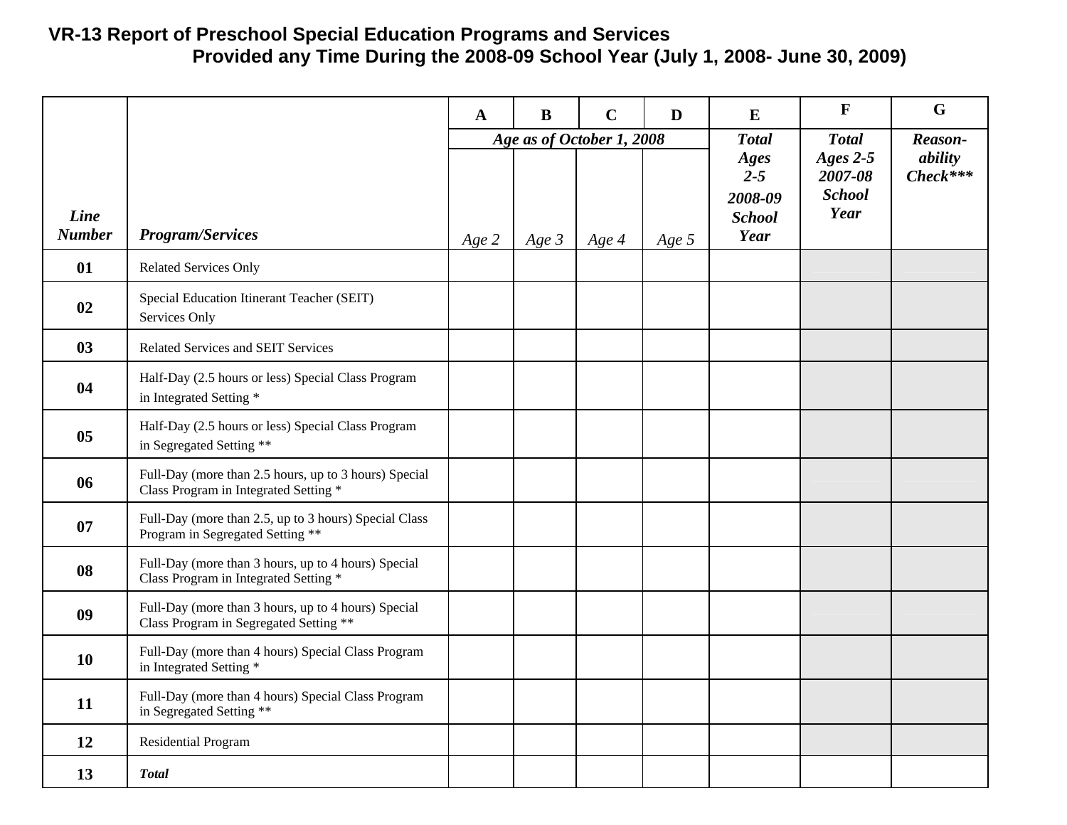## VR-13 Report of Preschool Special Education Programs and Services Provided any Time During the 2008-09 School Year (July 1, 2008- June 30, 2009)

| | | A | B | C | D | E | F | G |
|---|---|---|---|---|---|---|---|---|
| | | *Age as of October 1, 2008* | | | | *Total Ages 2-5 2008-09 School Year* | *Total Ages 2-5 2007-08 School Year* | *Reason-ability Check**** |
| ***Line Number*** | ***Program/Services*** | *Age 2* | *Age 3* | *Age 4* | *Age 5* | | | |
| **01** | Related Services Only | | | | | | | |
| **02** | Special Education Itinerant Teacher (SEIT) Services Only | | | | | | | |
| **03** | Related Services and SEIT Services | | | | | | | |
| **04** | Half-Day (2.5 hours or less) Special Class Program in Integrated Setting * | | | | | | | |
| **05** | Half-Day (2.5 hours or less) Special Class Program in Segregated Setting ** | | | | | | | |
| **06** | Full-Day (more than 2.5 hours, up to 3 hours) Special Class Program in Integrated Setting * | | | | | | | |
| **07** | Full-Day (more than 2.5, up to 3 hours) Special Class Program in Segregated Setting ** | | | | | | | |
| **08** | Full-Day (more than 3 hours, up to 4 hours) Special Class Program in Integrated Setting * | | | | | | | |
| **09** | Full-Day (more than 3 hours, up to 4 hours) Special Class Program in Segregated Setting ** | | | | | | | |
| **10** | Full-Day (more than 4 hours) Special Class Program in Integrated Setting * | | | | | | | |
| **11** | Full-Day (more than 4 hours) Special Class Program in Segregated Setting ** | | | | | | | |
| **12** | Residential Program | | | | | | | |
| **13** | ***Total*** | | | | | | | |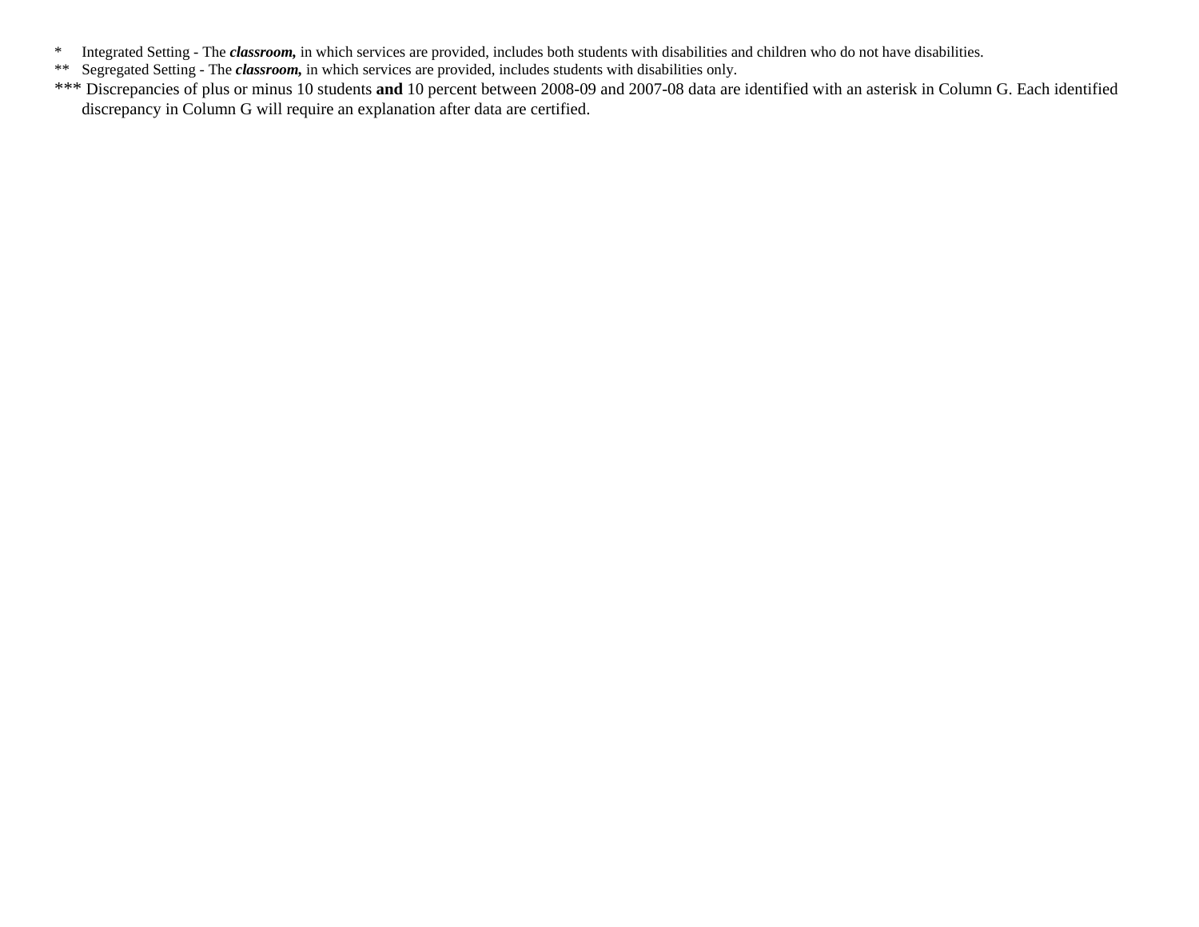\* Integrated Setting - The ***classroom,*** in which services are provided, includes both students with disabilities and children who do not have disabilities.

\*\* Segregated Setting - The ***classroom,*** in which services are provided, includes students with disabilities only.

\*\*\* Discrepancies of plus or minus 10 students **and** 10 percent between 2008-09 and 2007-08 data are identified with an asterisk in Column G. Each identified discrepancy in Column G will require an explanation after data are certified.